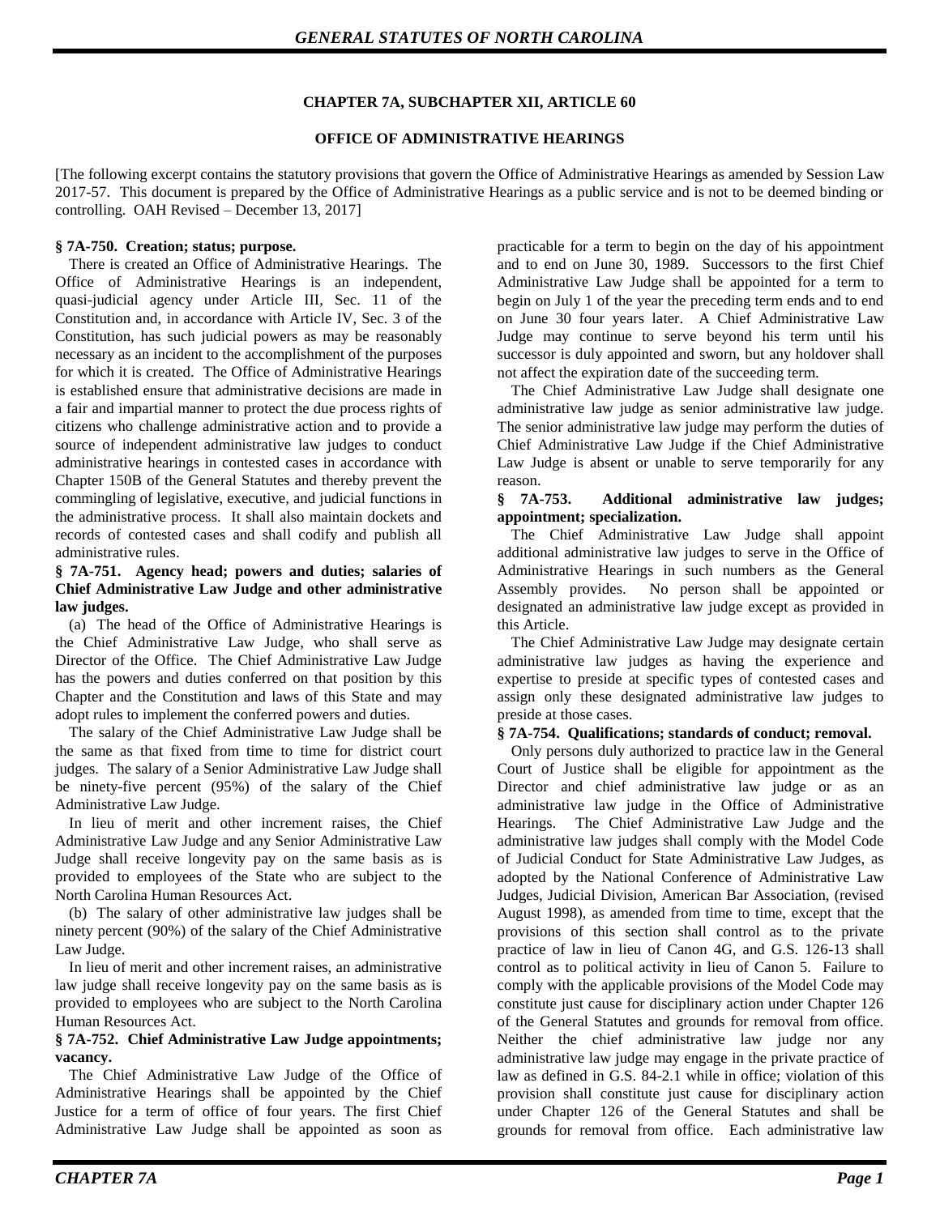## CHAPTER 7A, SUBCHAPTER XII, ARTICLE 60

## OFFICE OF ADMINISTRATIVE HEARINGS

[The following excerpt contains the statutory provisions that govern the Office of Administrative Hearings as amended by Session Law 2017-57. This document is prepared by the Office of Administrative Hearings as a public service and is not to be deemed binding or controlling. OAH Revised – December 13, 2017]

**§ 7A-750. Creation; status; purpose.**

There is created an Office of Administrative Hearings. The Office of Administrative Hearings is an independent, quasi-judicial agency under Article III, Sec. 11 of the Constitution and, in accordance with Article IV, Sec. 3 of the Constitution, has such judicial powers as may be reasonably necessary as an incident to the accomplishment of the purposes for which it is created. The Office of Administrative Hearings is established ensure that administrative decisions are made in a fair and impartial manner to protect the due process rights of citizens who challenge administrative action and to provide a source of independent administrative law judges to conduct administrative hearings in contested cases in accordance with Chapter 150B of the General Statutes and thereby prevent the commingling of legislative, executive, and judicial functions in the administrative process. It shall also maintain dockets and records of contested cases and shall codify and publish all administrative rules.

**§ 7A-751. Agency head; powers and duties; salaries of Chief Administrative Law Judge and other administrative law judges.**

(a) The head of the Office of Administrative Hearings is the Chief Administrative Law Judge, who shall serve as Director of the Office. The Chief Administrative Law Judge has the powers and duties conferred on that position by this Chapter and the Constitution and laws of this State and may adopt rules to implement the conferred powers and duties.

The salary of the Chief Administrative Law Judge shall be the same as that fixed from time to time for district court judges. The salary of a Senior Administrative Law Judge shall be ninety-five percent (95%) of the salary of the Chief Administrative Law Judge.

In lieu of merit and other increment raises, the Chief Administrative Law Judge and any Senior Administrative Law Judge shall receive longevity pay on the same basis as is provided to employees of the State who are subject to the North Carolina Human Resources Act.

(b) The salary of other administrative law judges shall be ninety percent (90%) of the salary of the Chief Administrative Law Judge.

In lieu of merit and other increment raises, an administrative law judge shall receive longevity pay on the same basis as is provided to employees who are subject to the North Carolina Human Resources Act.

**§ 7A-752. Chief Administrative Law Judge appointments; vacancy.**

The Chief Administrative Law Judge of the Office of Administrative Hearings shall be appointed by the Chief Justice for a term of office of four years. The first Chief Administrative Law Judge shall be appointed as soon as practicable for a term to begin on the day of his appointment and to end on June 30, 1989. Successors to the first Chief Administrative Law Judge shall be appointed for a term to begin on July 1 of the year the preceding term ends and to end on June 30 four years later. A Chief Administrative Law Judge may continue to serve beyond his term until his successor is duly appointed and sworn, but any holdover shall not affect the expiration date of the succeeding term.

The Chief Administrative Law Judge shall designate one administrative law judge as senior administrative law judge. The senior administrative law judge may perform the duties of Chief Administrative Law Judge if the Chief Administrative Law Judge is absent or unable to serve temporarily for any reason.

**§ 7A-753. Additional administrative law judges; appointment; specialization.**

The Chief Administrative Law Judge shall appoint additional administrative law judges to serve in the Office of Administrative Hearings in such numbers as the General Assembly provides. No person shall be appointed or designated an administrative law judge except as provided in this Article.

The Chief Administrative Law Judge may designate certain administrative law judges as having the experience and expertise to preside at specific types of contested cases and assign only these designated administrative law judges to preside at those cases.

**§ 7A-754. Qualifications; standards of conduct; removal.**

Only persons duly authorized to practice law in the General Court of Justice shall be eligible for appointment as the Director and chief administrative law judge or as an administrative law judge in the Office of Administrative Hearings. The Chief Administrative Law Judge and the administrative law judges shall comply with the Model Code of Judicial Conduct for State Administrative Law Judges, as adopted by the National Conference of Administrative Law Judges, Judicial Division, American Bar Association, (revised August 1998), as amended from time to time, except that the provisions of this section shall control as to the private practice of law in lieu of Canon 4G, and G.S. 126-13 shall control as to political activity in lieu of Canon 5. Failure to comply with the applicable provisions of the Model Code may constitute just cause for disciplinary action under Chapter 126 of the General Statutes and grounds for removal from office. Neither the chief administrative law judge nor any administrative law judge may engage in the private practice of law as defined in G.S. 84-2.1 while in office; violation of this provision shall constitute just cause for disciplinary action under Chapter 126 of the General Statutes and shall be grounds for removal from office. Each administrative law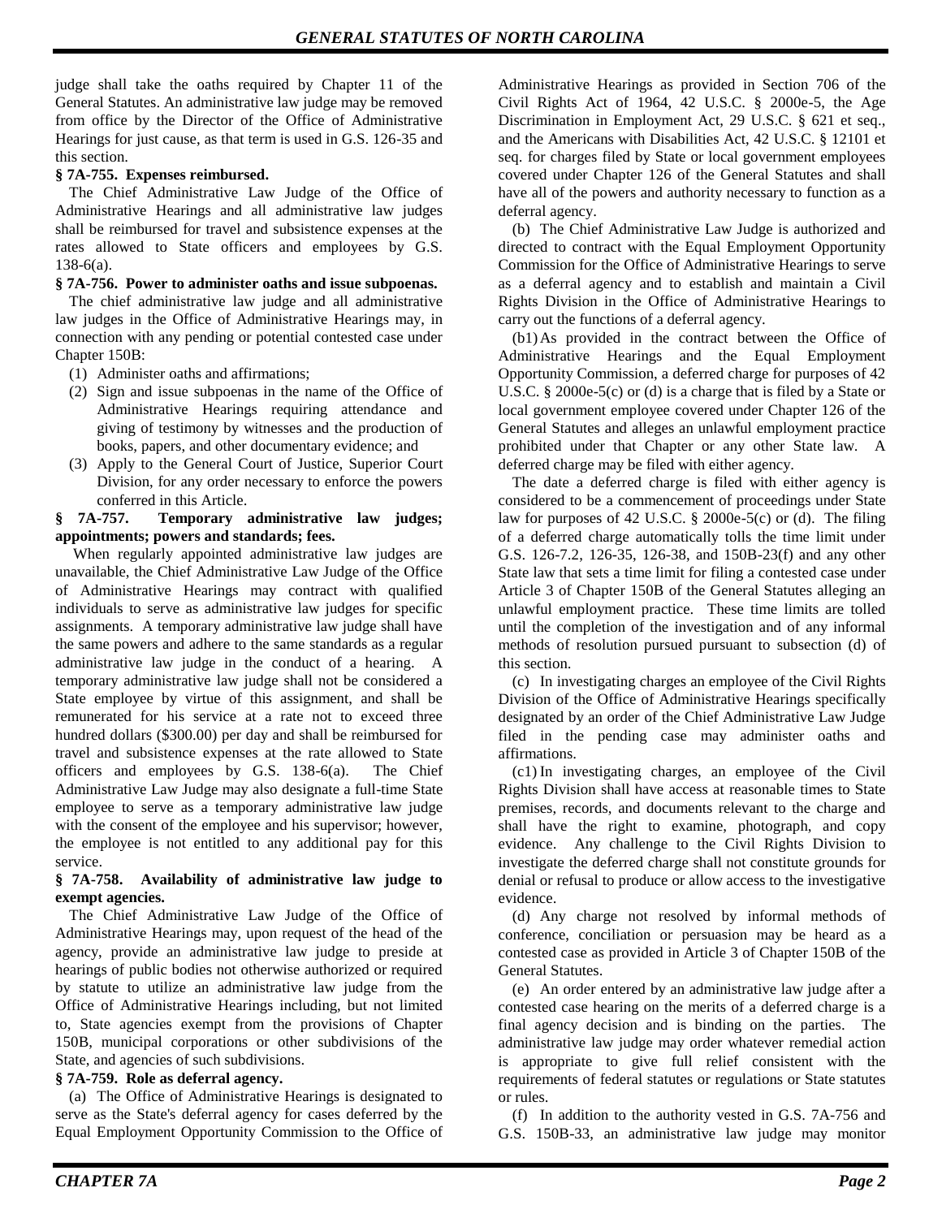judge shall take the oaths required by Chapter 11 of the General Statutes. An administrative law judge may be removed from office by the Director of the Office of Administrative Hearings for just cause, as that term is used in G.S. 126-35 and this section.

**§ 7A-755. Expenses reimbursed.**

The Chief Administrative Law Judge of the Office of Administrative Hearings and all administrative law judges shall be reimbursed for travel and subsistence expenses at the rates allowed to State officers and employees by G.S. 138-6(a).

**§ 7A-756. Power to administer oaths and issue subpoenas.**

The chief administrative law judge and all administrative law judges in the Office of Administrative Hearings may, in connection with any pending or potential contested case under Chapter 150B:

(1) Administer oaths and affirmations;
(2) Sign and issue subpoenas in the name of the Office of Administrative Hearings requiring attendance and giving of testimony by witnesses and the production of books, papers, and other documentary evidence; and
(3) Apply to the General Court of Justice, Superior Court Division, for any order necessary to enforce the powers conferred in this Article.

**§ 7A-757. Temporary administrative law judges; appointments; powers and standards; fees.**

When regularly appointed administrative law judges are unavailable, the Chief Administrative Law Judge of the Office of Administrative Hearings may contract with qualified individuals to serve as administrative law judges for specific assignments. A temporary administrative law judge shall have the same powers and adhere to the same standards as a regular administrative law judge in the conduct of a hearing. A temporary administrative law judge shall not be considered a State employee by virtue of this assignment, and shall be remunerated for his service at a rate not to exceed three hundred dollars ($300.00) per day and shall be reimbursed for travel and subsistence expenses at the rate allowed to State officers and employees by G.S. 138-6(a). The Chief Administrative Law Judge may also designate a full-time State employee to serve as a temporary administrative law judge with the consent of the employee and his supervisor; however, the employee is not entitled to any additional pay for this service.

**§ 7A-758. Availability of administrative law judge to exempt agencies.**

The Chief Administrative Law Judge of the Office of Administrative Hearings may, upon request of the head of the agency, provide an administrative law judge to preside at hearings of public bodies not otherwise authorized or required by statute to utilize an administrative law judge from the Office of Administrative Hearings including, but not limited to, State agencies exempt from the provisions of Chapter 150B, municipal corporations or other subdivisions of the State, and agencies of such subdivisions.

**§ 7A-759. Role as deferral agency.**

(a) The Office of Administrative Hearings is designated to serve as the State's deferral agency for cases deferred by the Equal Employment Opportunity Commission to the Office of Administrative Hearings as provided in Section 706 of the Civil Rights Act of 1964, 42 U.S.C. § 2000e-5, the Age Discrimination in Employment Act, 29 U.S.C. § 621 et seq., and the Americans with Disabilities Act, 42 U.S.C. § 12101 et seq. for charges filed by State or local government employees covered under Chapter 126 of the General Statutes and shall have all of the powers and authority necessary to function as a deferral agency.

(b) The Chief Administrative Law Judge is authorized and directed to contract with the Equal Employment Opportunity Commission for the Office of Administrative Hearings to serve as a deferral agency and to establish and maintain a Civil Rights Division in the Office of Administrative Hearings to carry out the functions of a deferral agency.

(b1) As provided in the contract between the Office of Administrative Hearings and the Equal Employment Opportunity Commission, a deferred charge for purposes of 42 U.S.C. § 2000e-5(c) or (d) is a charge that is filed by a State or local government employee covered under Chapter 126 of the General Statutes and alleges an unlawful employment practice prohibited under that Chapter or any other State law. A deferred charge may be filed with either agency.

The date a deferred charge is filed with either agency is considered to be a commencement of proceedings under State law for purposes of 42 U.S.C. § 2000e-5(c) or (d). The filing of a deferred charge automatically tolls the time limit under G.S. 126-7.2, 126-35, 126-38, and 150B-23(f) and any other State law that sets a time limit for filing a contested case under Article 3 of Chapter 150B of the General Statutes alleging an unlawful employment practice. These time limits are tolled until the completion of the investigation and of any informal methods of resolution pursued pursuant to subsection (d) of this section.

(c) In investigating charges an employee of the Civil Rights Division of the Office of Administrative Hearings specifically designated by an order of the Chief Administrative Law Judge filed in the pending case may administer oaths and affirmations.

(c1) In investigating charges, an employee of the Civil Rights Division shall have access at reasonable times to State premises, records, and documents relevant to the charge and shall have the right to examine, photograph, and copy evidence. Any challenge to the Civil Rights Division to investigate the deferred charge shall not constitute grounds for denial or refusal to produce or allow access to the investigative evidence.

(d) Any charge not resolved by informal methods of conference, conciliation or persuasion may be heard as a contested case as provided in Article 3 of Chapter 150B of the General Statutes.

(e) An order entered by an administrative law judge after a contested case hearing on the merits of a deferred charge is a final agency decision and is binding on the parties. The administrative law judge may order whatever remedial action is appropriate to give full relief consistent with the requirements of federal statutes or regulations or State statutes or rules.

(f) In addition to the authority vested in G.S. 7A-756 and G.S. 150B-33, an administrative law judge may monitor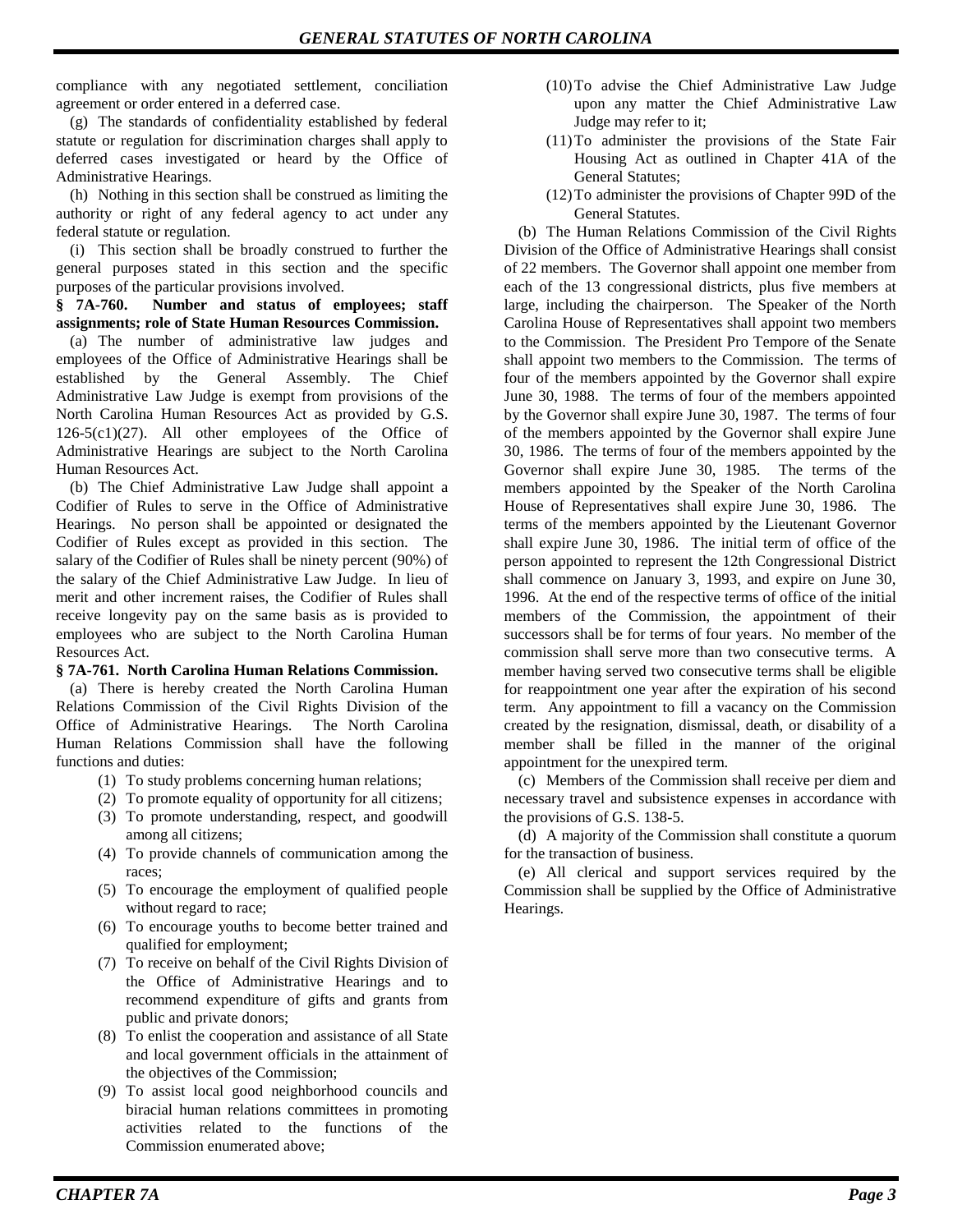compliance with any negotiated settlement, conciliation agreement or order entered in a deferred case.

(g) The standards of confidentiality established by federal statute or regulation for discrimination charges shall apply to deferred cases investigated or heard by the Office of Administrative Hearings.

(h) Nothing in this section shall be construed as limiting the authority or right of any federal agency to act under any federal statute or regulation.

(i) This section shall be broadly construed to further the general purposes stated in this section and the specific purposes of the particular provisions involved.

**§ 7A-760. Number and status of employees; staff assignments; role of State Human Resources Commission.**

(a) The number of administrative law judges and employees of the Office of Administrative Hearings shall be established by the General Assembly. The Chief Administrative Law Judge is exempt from provisions of the North Carolina Human Resources Act as provided by G.S. 126-5(c1)(27). All other employees of the Office of Administrative Hearings are subject to the North Carolina Human Resources Act.

(b) The Chief Administrative Law Judge shall appoint a Codifier of Rules to serve in the Office of Administrative Hearings. No person shall be appointed or designated the Codifier of Rules except as provided in this section. The salary of the Codifier of Rules shall be ninety percent (90%) of the salary of the Chief Administrative Law Judge. In lieu of merit and other increment raises, the Codifier of Rules shall receive longevity pay on the same basis as is provided to employees who are subject to the North Carolina Human Resources Act.

**§ 7A-761. North Carolina Human Relations Commission.**

(a) There is hereby created the North Carolina Human Relations Commission of the Civil Rights Division of the Office of Administrative Hearings. The North Carolina Human Relations Commission shall have the following functions and duties:

(1) To study problems concerning human relations;
(2) To promote equality of opportunity for all citizens;
(3) To promote understanding, respect, and goodwill among all citizens;
(4) To provide channels of communication among the races;
(5) To encourage the employment of qualified people without regard to race;
(6) To encourage youths to become better trained and qualified for employment;
(7) To receive on behalf of the Civil Rights Division of the Office of Administrative Hearings and to recommend expenditure of gifts and grants from public and private donors;
(8) To enlist the cooperation and assistance of all State and local government officials in the attainment of the objectives of the Commission;
(9) To assist local good neighborhood councils and biracial human relations committees in promoting activities related to the functions of the Commission enumerated above;
(10) To advise the Chief Administrative Law Judge upon any matter the Chief Administrative Law Judge may refer to it;
(11) To administer the provisions of the State Fair Housing Act as outlined in Chapter 41A of the General Statutes;
(12) To administer the provisions of Chapter 99D of the General Statutes.

(b) The Human Relations Commission of the Civil Rights Division of the Office of Administrative Hearings shall consist of 22 members. The Governor shall appoint one member from each of the 13 congressional districts, plus five members at large, including the chairperson. The Speaker of the North Carolina House of Representatives shall appoint two members to the Commission. The President Pro Tempore of the Senate shall appoint two members to the Commission. The terms of four of the members appointed by the Governor shall expire June 30, 1988. The terms of four of the members appointed by the Governor shall expire June 30, 1987. The terms of four of the members appointed by the Governor shall expire June 30, 1986. The terms of four of the members appointed by the Governor shall expire June 30, 1985. The terms of the members appointed by the Speaker of the North Carolina House of Representatives shall expire June 30, 1986. The terms of the members appointed by the Lieutenant Governor shall expire June 30, 1986. The initial term of office of the person appointed to represent the 12th Congressional District shall commence on January 3, 1993, and expire on June 30, 1996. At the end of the respective terms of office of the initial members of the Commission, the appointment of their successors shall be for terms of four years. No member of the commission shall serve more than two consecutive terms. A member having served two consecutive terms shall be eligible for reappointment one year after the expiration of his second term. Any appointment to fill a vacancy on the Commission created by the resignation, dismissal, death, or disability of a member shall be filled in the manner of the original appointment for the unexpired term.

(c) Members of the Commission shall receive per diem and necessary travel and subsistence expenses in accordance with the provisions of G.S. 138-5.

(d) A majority of the Commission shall constitute a quorum for the transaction of business.

(e) All clerical and support services required by the Commission shall be supplied by the Office of Administrative Hearings.